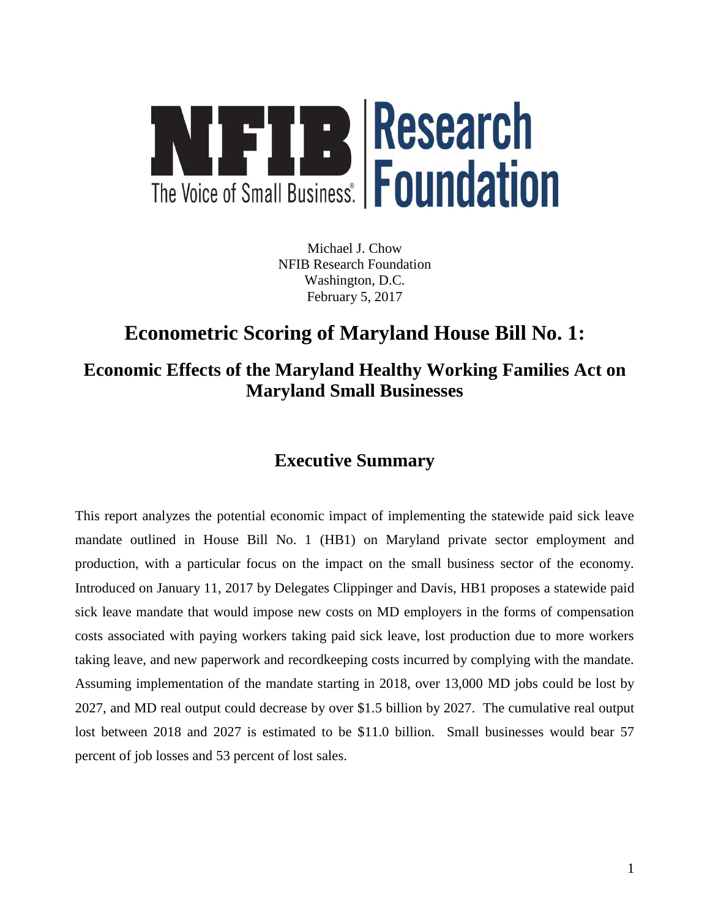NFIB The Voice of Small Business. | Research Foundation

Michael J. Chow
NFIB Research Foundation
Washington, D.C.
February 5, 2017

# Econometric Scoring of Maryland House Bill No. 1:

## Economic Effects of the Maryland Healthy Working Families Act on Maryland Small Businesses

## Executive Summary

This report analyzes the potential economic impact of implementing the statewide paid sick leave mandate outlined in House Bill No. 1 (HB1) on Maryland private sector employment and production, with a particular focus on the impact on the small business sector of the economy. Introduced on January 11, 2017 by Delegates Clippinger and Davis, HB1 proposes a statewide paid sick leave mandate that would impose new costs on MD employers in the forms of compensation costs associated with paying workers taking paid sick leave, lost production due to more workers taking leave, and new paperwork and recordkeeping costs incurred by complying with the mandate. Assuming implementation of the mandate starting in 2018, over 13,000 MD jobs could be lost by 2027, and MD real output could decrease by over $1.5 billion by 2027. The cumulative real output lost between 2018 and 2027 is estimated to be $11.0 billion. Small businesses would bear 57 percent of job losses and 53 percent of lost sales.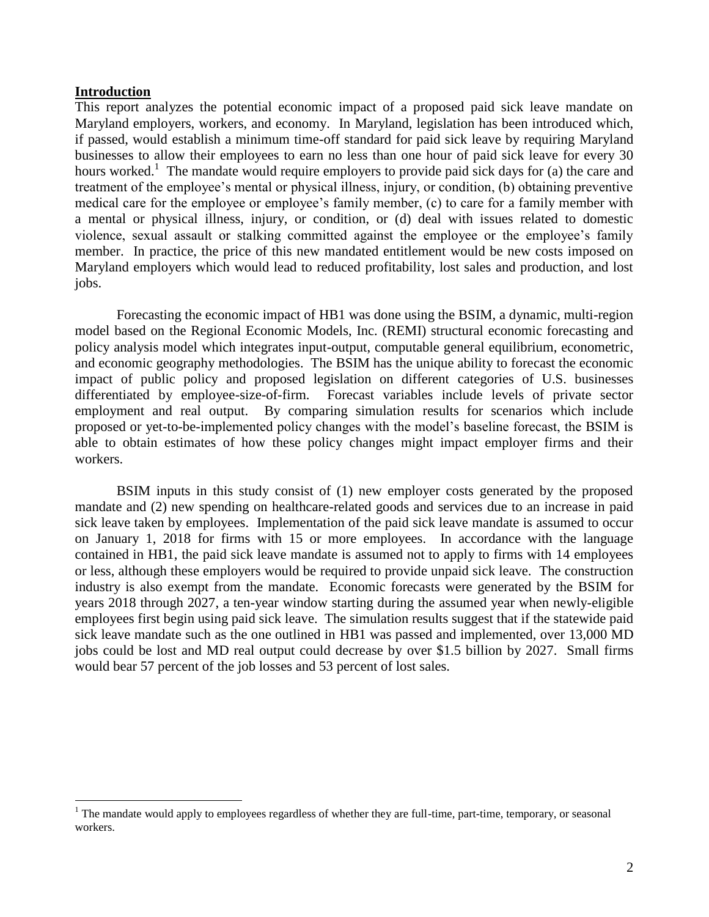## Introduction

This report analyzes the potential economic impact of a proposed paid sick leave mandate on Maryland employers, workers, and economy. In Maryland, legislation has been introduced which, if passed, would establish a minimum time-off standard for paid sick leave by requiring Maryland businesses to allow their employees to earn no less than one hour of paid sick leave for every 30 hours worked.[1] The mandate would require employers to provide paid sick days for (a) the care and treatment of the employee's mental or physical illness, injury, or condition, (b) obtaining preventive medical care for the employee or employee's family member, (c) to care for a family member with a mental or physical illness, injury, or condition, or (d) deal with issues related to domestic violence, sexual assault or stalking committed against the employee or the employee's family member. In practice, the price of this new mandated entitlement would be new costs imposed on Maryland employers which would lead to reduced profitability, lost sales and production, and lost jobs.

Forecasting the economic impact of HB1 was done using the BSIM, a dynamic, multi-region model based on the Regional Economic Models, Inc. (REMI) structural economic forecasting and policy analysis model which integrates input-output, computable general equilibrium, econometric, and economic geography methodologies. The BSIM has the unique ability to forecast the economic impact of public policy and proposed legislation on different categories of U.S. businesses differentiated by employee-size-of-firm. Forecast variables include levels of private sector employment and real output. By comparing simulation results for scenarios which include proposed or yet-to-be-implemented policy changes with the model's baseline forecast, the BSIM is able to obtain estimates of how these policy changes might impact employer firms and their workers.

BSIM inputs in this study consist of (1) new employer costs generated by the proposed mandate and (2) new spending on healthcare-related goods and services due to an increase in paid sick leave taken by employees. Implementation of the paid sick leave mandate is assumed to occur on January 1, 2018 for firms with 15 or more employees. In accordance with the language contained in HB1, the paid sick leave mandate is assumed not to apply to firms with 14 employees or less, although these employers would be required to provide unpaid sick leave. The construction industry is also exempt from the mandate. Economic forecasts were generated by the BSIM for years 2018 through 2027, a ten-year window starting during the assumed year when newly-eligible employees first begin using paid sick leave. The simulation results suggest that if the statewide paid sick leave mandate such as the one outlined in HB1 was passed and implemented, over 13,000 MD jobs could be lost and MD real output could decrease by over $1.5 billion by 2027. Small firms would bear 57 percent of the job losses and 53 percent of lost sales.

[1] The mandate would apply to employees regardless of whether they are full-time, part-time, temporary, or seasonal workers.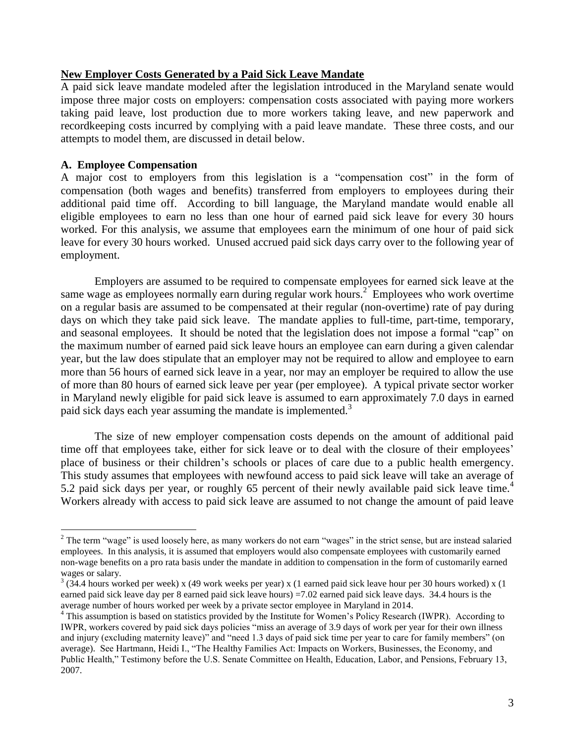## New Employer Costs Generated by a Paid Sick Leave Mandate

A paid sick leave mandate modeled after the legislation introduced in the Maryland senate would impose three major costs on employers: compensation costs associated with paying more workers taking paid leave, lost production due to more workers taking leave, and new paperwork and recordkeeping costs incurred by complying with a paid leave mandate. These three costs, and our attempts to model them, are discussed in detail below.

### A. Employee Compensation

A major cost to employers from this legislation is a "compensation cost" in the form of compensation (both wages and benefits) transferred from employers to employees during their additional paid time off. According to bill language, the Maryland mandate would enable all eligible employees to earn no less than one hour of earned paid sick leave for every 30 hours worked. For this analysis, we assume that employees earn the minimum of one hour of paid sick leave for every 30 hours worked. Unused accrued paid sick days carry over to the following year of employment.

Employers are assumed to be required to compensate employees for earned sick leave at the same wage as employees normally earn during regular work hours.[2] Employees who work overtime on a regular basis are assumed to be compensated at their regular (non-overtime) rate of pay during days on which they take paid sick leave. The mandate applies to full-time, part-time, temporary, and seasonal employees. It should be noted that the legislation does not impose a formal "cap" on the maximum number of earned paid sick leave hours an employee can earn during a given calendar year, but the law does stipulate that an employer may not be required to allow and employee to earn more than 56 hours of earned sick leave in a year, nor may an employer be required to allow the use of more than 80 hours of earned sick leave per year (per employee). A typical private sector worker in Maryland newly eligible for paid sick leave is assumed to earn approximately 7.0 days in earned paid sick days each year assuming the mandate is implemented.[3]

The size of new employer compensation costs depends on the amount of additional paid time off that employees take, either for sick leave or to deal with the closure of their employees' place of business or their children's schools or places of care due to a public health emergency. This study assumes that employees with newfound access to paid sick leave will take an average of 5.2 paid sick days per year, or roughly 65 percent of their newly available paid sick leave time.[4] Workers already with access to paid sick leave are assumed to not change the amount of paid leave

---

[2] The term "wage" is used loosely here, as many workers do not earn "wages" in the strict sense, but are instead salaried employees. In this analysis, it is assumed that employers would also compensate employees with customarily earned non-wage benefits on a pro rata basis under the mandate in addition to compensation in the form of customarily earned wages or salary.

[3] (34.4 hours worked per week) x (49 work weeks per year) x (1 earned paid sick leave hour per 30 hours worked) x (1 earned paid sick leave day per 8 earned paid sick leave hours) =7.02 earned paid sick leave days. 34.4 hours is the average number of hours worked per week by a private sector employee in Maryland in 2014.

[4] This assumption is based on statistics provided by the Institute for Women's Policy Research (IWPR). According to IWPR, workers covered by paid sick days policies "miss an average of 3.9 days of work per year for their own illness and injury (excluding maternity leave)" and "need 1.3 days of paid sick time per year to care for family members" (on average). See Hartmann, Heidi I., "The Healthy Families Act: Impacts on Workers, Businesses, the Economy, and Public Health," Testimony before the U.S. Senate Committee on Health, Education, Labor, and Pensions, February 13, 2007.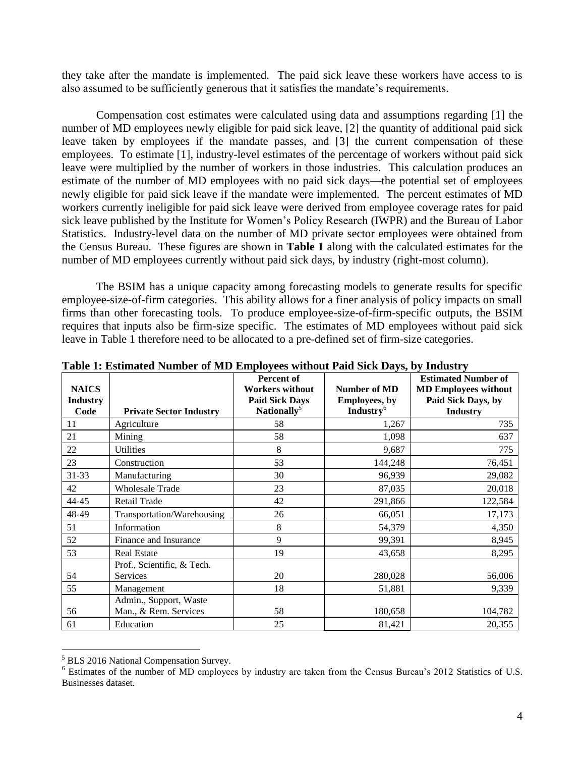they take after the mandate is implemented. The paid sick leave these workers have access to is also assumed to be sufficiently generous that it satisfies the mandate's requirements.

Compensation cost estimates were calculated using data and assumptions regarding [1] the number of MD employees newly eligible for paid sick leave, [2] the quantity of additional paid sick leave taken by employees if the mandate passes, and [3] the current compensation of these employees. To estimate [1], industry-level estimates of the percentage of workers without paid sick leave were multiplied by the number of workers in those industries. This calculation produces an estimate of the number of MD employees with no paid sick days—the potential set of employees newly eligible for paid sick leave if the mandate were implemented. The percent estimates of MD workers currently ineligible for paid sick leave were derived from employee coverage rates for paid sick leave published by the Institute for Women's Policy Research (IWPR) and the Bureau of Labor Statistics. Industry-level data on the number of MD private sector employees were obtained from the Census Bureau. These figures are shown in **Table 1** along with the calculated estimates for the number of MD employees currently without paid sick days, by industry (right-most column).

The BSIM has a unique capacity among forecasting models to generate results for specific employee-size-of-firm categories. This ability allows for a finer analysis of policy impacts on small firms than other forecasting tools. To produce employee-size-of-firm-specific outputs, the BSIM requires that inputs also be firm-size specific. The estimates of MD employees without paid sick leave in Table 1 therefore need to be allocated to a pre-defined set of firm-size categories.

**Table 1: Estimated Number of MD Employees without Paid Sick Days, by Industry**

| NAICS Industry Code | Private Sector Industry | Percent of Workers without Paid Sick Days Nationally[5] | Number of MD Employees, by Industry[6] | Estimated Number of MD Employees without Paid Sick Days, by Industry |
|---|---|---|---|---|
| 11 | Agriculture | 58 | 1,267 | 735 |
| 21 | Mining | 58 | 1,098 | 637 |
| 22 | Utilities | 8 | 9,687 | 775 |
| 23 | Construction | 53 | 144,248 | 76,451 |
| 31-33 | Manufacturing | 30 | 96,939 | 29,082 |
| 42 | Wholesale Trade | 23 | 87,035 | 20,018 |
| 44-45 | Retail Trade | 42 | 291,866 | 122,584 |
| 48-49 | Transportation/Warehousing | 26 | 66,051 | 17,173 |
| 51 | Information | 8 | 54,379 | 4,350 |
| 52 | Finance and Insurance | 9 | 99,391 | 8,945 |
| 53 | Real Estate | 19 | 43,658 | 8,295 |
| 54 | Prof., Scientific, & Tech. Services | 20 | 280,028 | 56,006 |
| 55 | Management | 18 | 51,881 | 9,339 |
| 56 | Admin., Support, Waste Man., & Rem. Services | 58 | 180,658 | 104,782 |
| 61 | Education | 25 | 81,421 | 20,355 |

[5] BLS 2016 National Compensation Survey.

[6] Estimates of the number of MD employees by industry are taken from the Census Bureau's 2012 Statistics of U.S. Businesses dataset.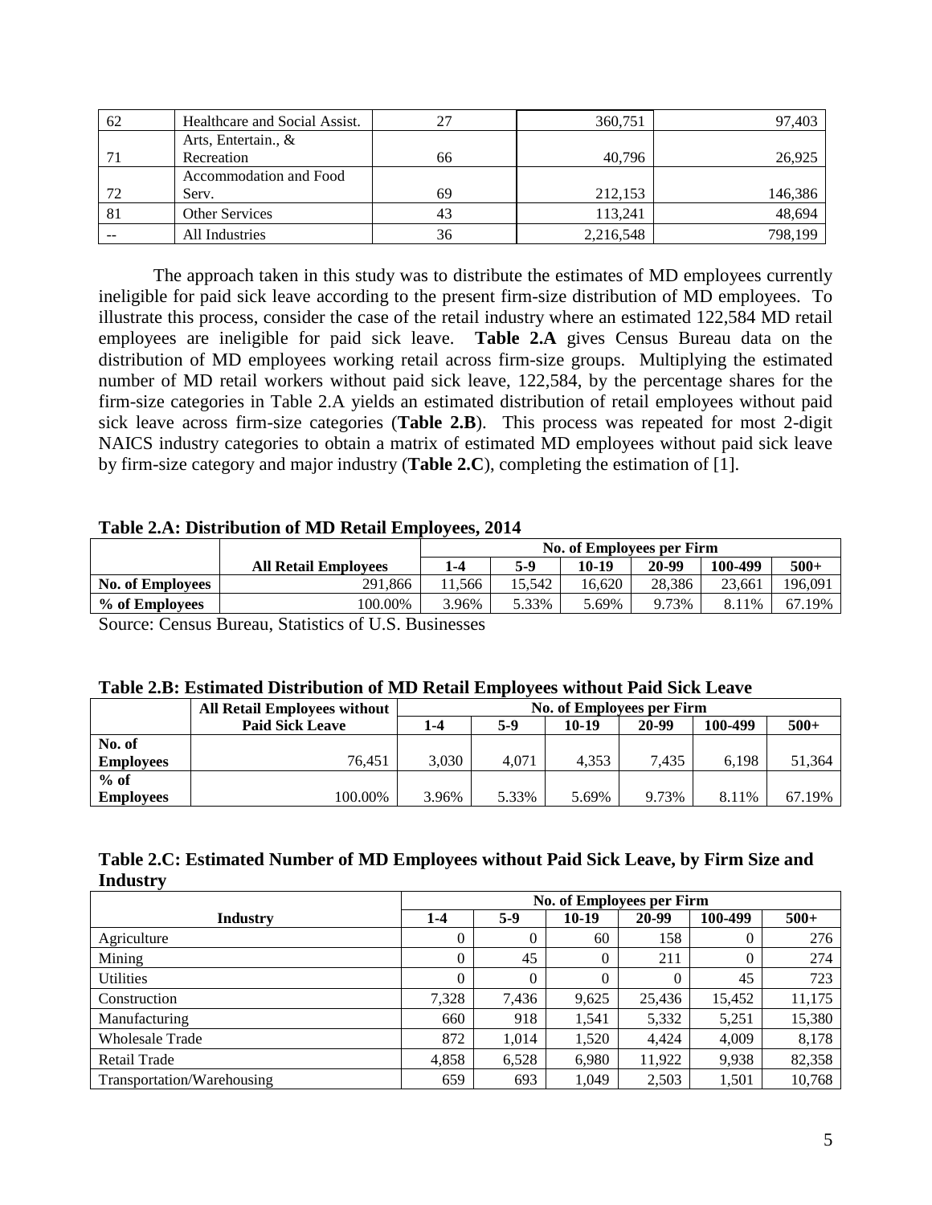| 62 | Healthcare and Social Assist. | 27 | 360,751 | 97,403 |
|---|---|---|---|---|
| 71 | Arts, Entertain., & Recreation | 66 | 40,796 | 26,925 |
| 72 | Accommodation and Food Serv. | 69 | 212,153 | 146,386 |
| 81 | Other Services | 43 | 113,241 | 48,694 |
| -- | All Industries | 36 | 2,216,548 | 798,199 |

The approach taken in this study was to distribute the estimates of MD employees currently ineligible for paid sick leave according to the present firm-size distribution of MD employees. To illustrate this process, consider the case of the retail industry where an estimated 122,584 MD retail employees are ineligible for paid sick leave. **Table 2.A** gives Census Bureau data on the distribution of MD employees working retail across firm-size groups. Multiplying the estimated number of MD retail workers without paid sick leave, 122,584, by the percentage shares for the firm-size categories in Table 2.A yields an estimated distribution of retail employees without paid sick leave across firm-size categories (**Table 2.B**). This process was repeated for most 2-digit NAICS industry categories to obtain a matrix of estimated MD employees without paid sick leave by firm-size category and major industry (**Table 2.C**), completing the estimation of [1].

**Table 2.A: Distribution of MD Retail Employees, 2014**

| | | No. of Employees per Firm | | | | | |
|---|---|---|---|---|---|---|---|
| | **All Retail Employees** | **1-4** | **5-9** | **10-19** | **20-99** | **100-499** | **500+** |
| **No. of Employees** | 291,866 | 11,566 | 15,542 | 16,620 | 28,386 | 23,661 | 196,091 |
| **% of Employees** | 100.00% | 3.96% | 5.33% | 5.69% | 9.73% | 8.11% | 67.19% |

Source: Census Bureau, Statistics of U.S. Businesses

**Table 2.B: Estimated Distribution of MD Retail Employees without Paid Sick Leave**

| | All Retail Employees without Paid Sick Leave | No. of Employees per Firm | | | | | |
|---|---|---|---|---|---|---|---|
| | | **1-4** | **5-9** | **10-19** | **20-99** | **100-499** | **500+** |
| **No. of Employees** | 76,451 | 3,030 | 4,071 | 4,353 | 7,435 | 6,198 | 51,364 |
| **% of Employees** | 100.00% | 3.96% | 5.33% | 5.69% | 9.73% | 8.11% | 67.19% |

**Table 2.C: Estimated Number of MD Employees without Paid Sick Leave, by Firm Size and Industry**

| | No. of Employees per Firm | | | | | |
|---|---|---|---|---|---|---|
| **Industry** | **1-4** | **5-9** | **10-19** | **20-99** | **100-499** | **500+** |
| Agriculture | 0 | 0 | 60 | 158 | 0 | 276 |
| Mining | 0 | 45 | 0 | 211 | 0 | 274 |
| Utilities | 0 | 0 | 0 | 0 | 45 | 723 |
| Construction | 7,328 | 7,436 | 9,625 | 25,436 | 15,452 | 11,175 |
| Manufacturing | 660 | 918 | 1,541 | 5,332 | 5,251 | 15,380 |
| Wholesale Trade | 872 | 1,014 | 1,520 | 4,424 | 4,009 | 8,178 |
| Retail Trade | 4,858 | 6,528 | 6,980 | 11,922 | 9,938 | 82,358 |
| Transportation/Warehousing | 659 | 693 | 1,049 | 2,503 | 1,501 | 10,768 |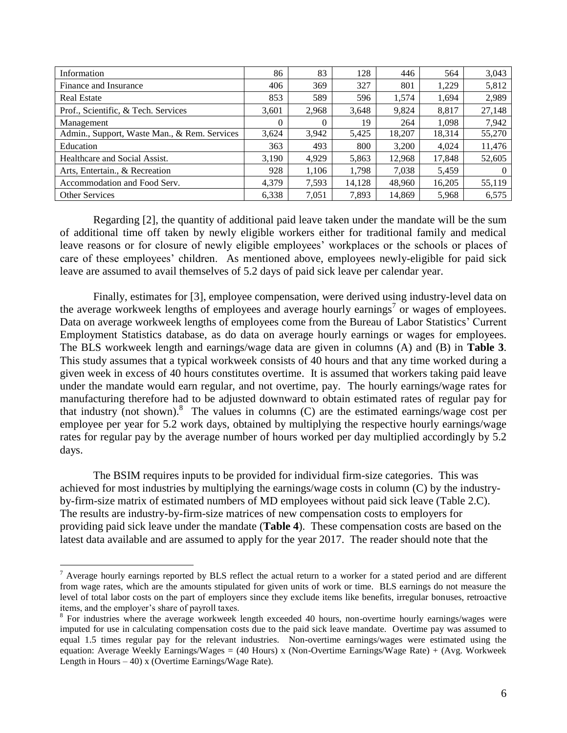| | | | | | | |
|---|---|---|---|---|---|---|
| Information | 86 | 83 | 128 | 446 | 564 | 3,043 |
| Finance and Insurance | 406 | 369 | 327 | 801 | 1,229 | 5,812 |
| Real Estate | 853 | 589 | 596 | 1,574 | 1,694 | 2,989 |
| Prof., Scientific, & Tech. Services | 3,601 | 2,968 | 3,648 | 9,824 | 8,817 | 27,148 |
| Management | 0 | 0 | 19 | 264 | 1,098 | 7,942 |
| Admin., Support, Waste Man., & Rem. Services | 3,624 | 3,942 | 5,425 | 18,207 | 18,314 | 55,270 |
| Education | 363 | 493 | 800 | 3,200 | 4,024 | 11,476 |
| Healthcare and Social Assist. | 3,190 | 4,929 | 5,863 | 12,968 | 17,848 | 52,605 |
| Arts, Entertain., & Recreation | 928 | 1,106 | 1,798 | 7,038 | 5,459 | 0 |
| Accommodation and Food Serv. | 4,379 | 7,593 | 14,128 | 48,960 | 16,205 | 55,119 |
| Other Services | 6,338 | 7,051 | 7,893 | 14,869 | 5,968 | 6,575 |

Regarding [2], the quantity of additional paid leave taken under the mandate will be the sum of additional time off taken by newly eligible workers either for traditional family and medical leave reasons or for closure of newly eligible employees' workplaces or the schools or places of care of these employees' children. As mentioned above, employees newly-eligible for paid sick leave are assumed to avail themselves of 5.2 days of paid sick leave per calendar year.

Finally, estimates for [3], employee compensation, were derived using industry-level data on the average workweek lengths of employees and average hourly earnings[7] or wages of employees. Data on average workweek lengths of employees come from the Bureau of Labor Statistics' Current Employment Statistics database, as do data on average hourly earnings or wages for employees. The BLS workweek length and earnings/wage data are given in columns (A) and (B) in **Table 3**. This study assumes that a typical workweek consists of 40 hours and that any time worked during a given week in excess of 40 hours constitutes overtime. It is assumed that workers taking paid leave under the mandate would earn regular, and not overtime, pay. The hourly earnings/wage rates for manufacturing therefore had to be adjusted downward to obtain estimated rates of regular pay for that industry (not shown).[8] The values in columns (C) are the estimated earnings/wage cost per employee per year for 5.2 work days, obtained by multiplying the respective hourly earnings/wage rates for regular pay by the average number of hours worked per day multiplied accordingly by 5.2 days.

The BSIM requires inputs to be provided for individual firm-size categories. This was achieved for most industries by multiplying the earnings/wage costs in column (C) by the industry-by-firm-size matrix of estimated numbers of MD employees without paid sick leave (Table 2.C). The results are industry-by-firm-size matrices of new compensation costs to employers for providing paid sick leave under the mandate (**Table 4**). These compensation costs are based on the latest data available and are assumed to apply for the year 2017. The reader should note that the

[7] Average hourly earnings reported by BLS reflect the actual return to a worker for a stated period and are different from wage rates, which are the amounts stipulated for given units of work or time. BLS earnings do not measure the level of total labor costs on the part of employers since they exclude items like benefits, irregular bonuses, retroactive items, and the employer's share of payroll taxes.

[8] For industries where the average workweek length exceeded 40 hours, non-overtime hourly earnings/wages were imputed for use in calculating compensation costs due to the paid sick leave mandate. Overtime pay was assumed to equal 1.5 times regular pay for the relevant industries. Non-overtime earnings/wages were estimated using the equation: Average Weekly Earnings/Wages = (40 Hours) x (Non-Overtime Earnings/Wage Rate) + (Avg. Workweek Length in Hours – 40) x (Overtime Earnings/Wage Rate).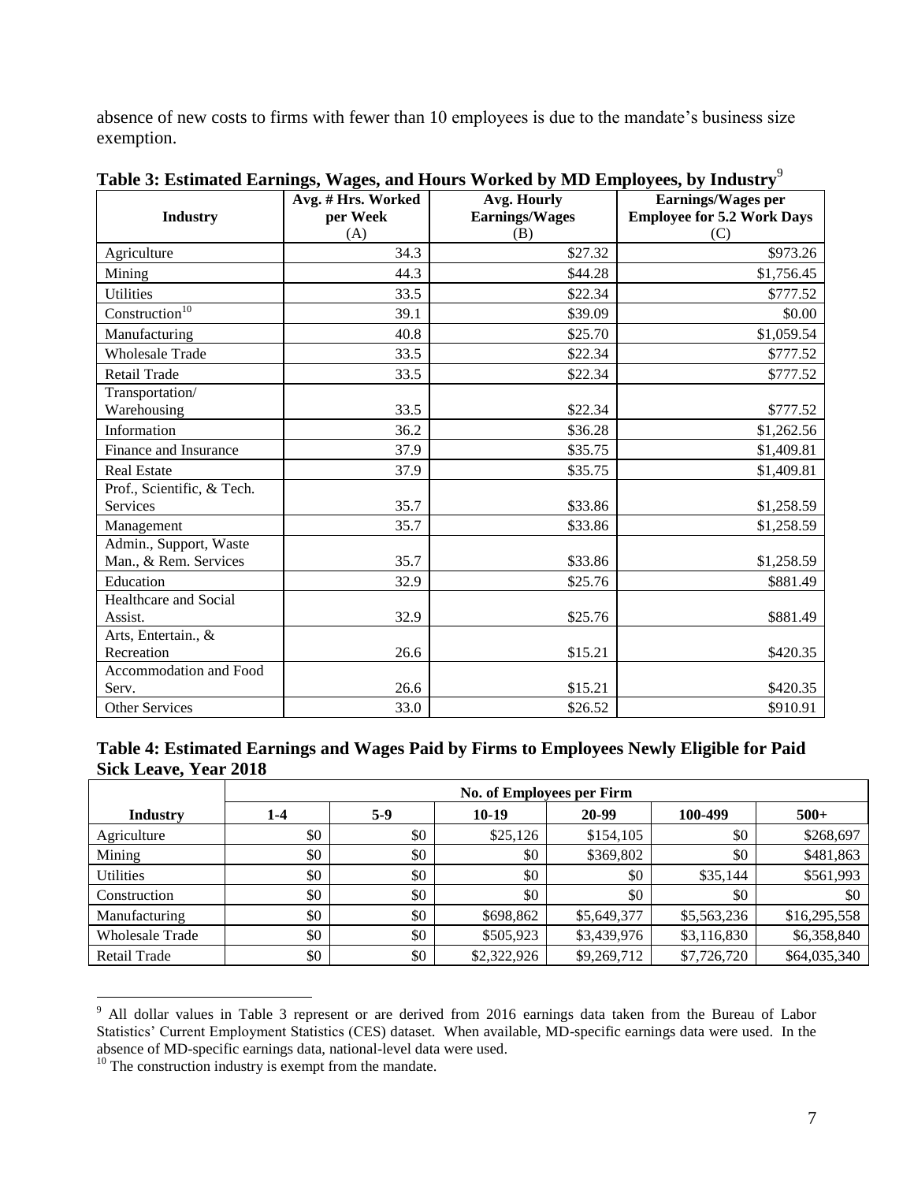absence of new costs to firms with fewer than 10 employees is due to the mandate's business size exemption.

**Table 3: Estimated Earnings, Wages, and Hours Worked by MD Employees, by Industry**[9]

| Industry | Avg. # Hrs. Worked per Week (A) | Avg. Hourly Earnings/Wages (B) | Earnings/Wages per Employee for 5.2 Work Days (C) |
|---|---|---|---|
| Agriculture | 34.3 | $27.32 | $973.26 |
| Mining | 44.3 | $44.28 | $1,756.45 |
| Utilities | 33.5 | $22.34 | $777.52 |
| Construction[10] | 39.1 | $39.09 | $0.00 |
| Manufacturing | 40.8 | $25.70 | $1,059.54 |
| Wholesale Trade | 33.5 | $22.34 | $777.52 |
| Retail Trade | 33.5 | $22.34 | $777.52 |
| Transportation/ Warehousing | 33.5 | $22.34 | $777.52 |
| Information | 36.2 | $36.28 | $1,262.56 |
| Finance and Insurance | 37.9 | $35.75 | $1,409.81 |
| Real Estate | 37.9 | $35.75 | $1,409.81 |
| Prof., Scientific, & Tech. Services | 35.7 | $33.86 | $1,258.59 |
| Management | 35.7 | $33.86 | $1,258.59 |
| Admin., Support, Waste Man., & Rem. Services | 35.7 | $33.86 | $1,258.59 |
| Education | 32.9 | $25.76 | $881.49 |
| Healthcare and Social Assist. | 32.9 | $25.76 | $881.49 |
| Arts, Entertain., & Recreation | 26.6 | $15.21 | $420.35 |
| Accommodation and Food Serv. | 26.6 | $15.21 | $420.35 |
| Other Services | 33.0 | $26.52 | $910.91 |

**Table 4: Estimated Earnings and Wages Paid by Firms to Employees Newly Eligible for Paid Sick Leave, Year 2018**

| | No. of Employees per Firm | | | | | |
|---|---|---|---|---|---|---|
| **Industry** | **1-4** | **5-9** | **10-19** | **20-99** | **100-499** | **500+** |
| Agriculture | $0 | $0 | $25,126 | $154,105 | $0 | $268,697 |
| Mining | $0 | $0 | $0 | $369,802 | $0 | $481,863 |
| Utilities | $0 | $0 | $0 | $0 | $35,144 | $561,993 |
| Construction | $0 | $0 | $0 | $0 | $0 | $0 |
| Manufacturing | $0 | $0 | $698,862 | $5,649,377 | $5,563,236 | $16,295,558 |
| Wholesale Trade | $0 | $0 | $505,923 | $3,439,976 | $3,116,830 | $6,358,840 |
| Retail Trade | $0 | $0 | $2,322,926 | $9,269,712 | $7,726,720 | $64,035,340 |

[9] All dollar values in Table 3 represent or are derived from 2016 earnings data taken from the Bureau of Labor Statistics' Current Employment Statistics (CES) dataset. When available, MD-specific earnings data were used. In the absence of MD-specific earnings data, national-level data were used.

[10] The construction industry is exempt from the mandate.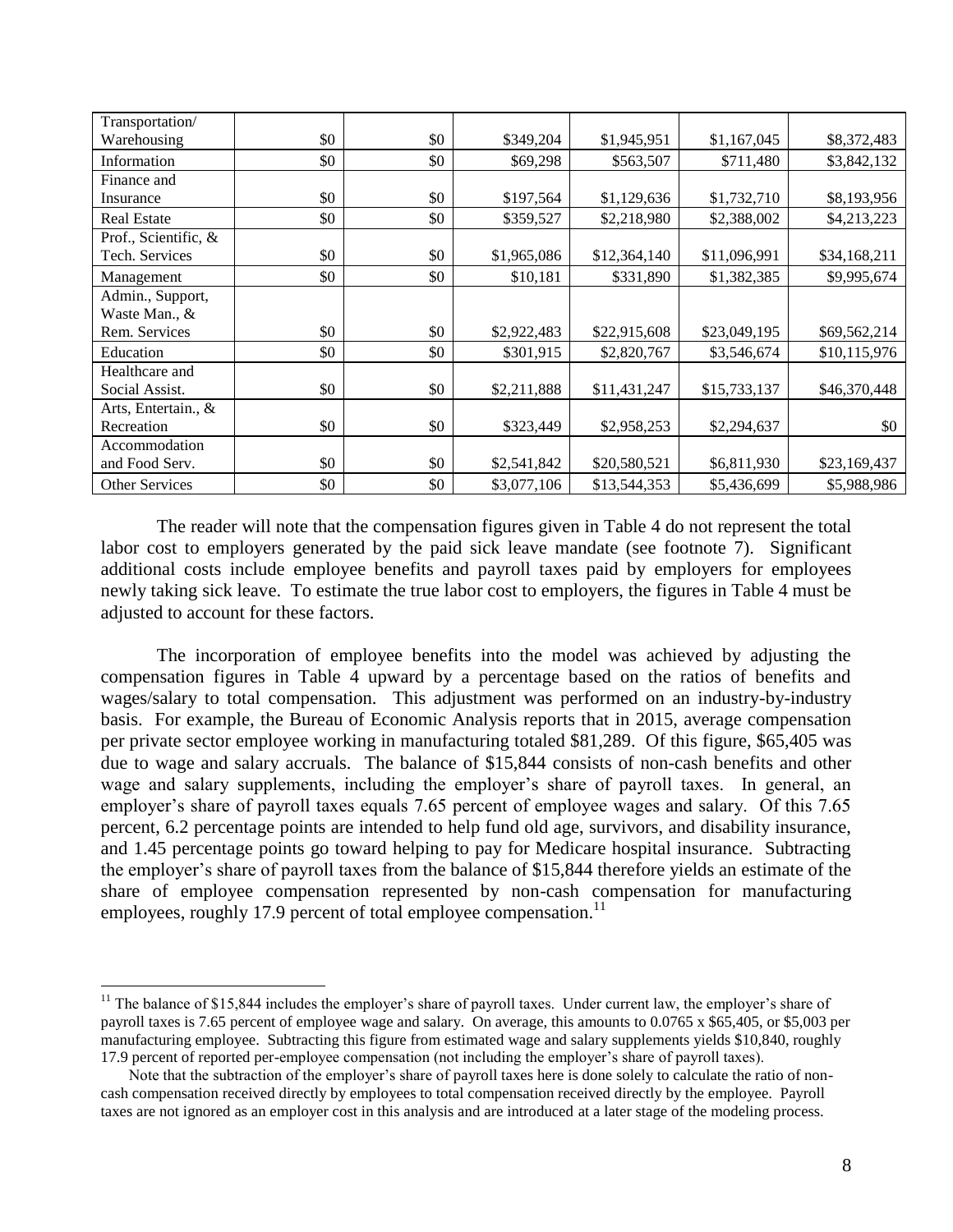| | | | | | | |
|---|---|---|---|---|---|---|
| Transportation/ Warehousing | $0 | $0 | $349,204 | $1,945,951 | $1,167,045 | $8,372,483 |
| Information | $0 | $0 | $69,298 | $563,507 | $711,480 | $3,842,132 |
| Finance and Insurance | $0 | $0 | $197,564 | $1,129,636 | $1,732,710 | $8,193,956 |
| Real Estate | $0 | $0 | $359,527 | $2,218,980 | $2,388,002 | $4,213,223 |
| Prof., Scientific, & Tech. Services | $0 | $0 | $1,965,086 | $12,364,140 | $11,096,991 | $34,168,211 |
| Management | $0 | $0 | $10,181 | $331,890 | $1,382,385 | $9,995,674 |
| Admin., Support, Waste Man., & Rem. Services | $0 | $0 | $2,922,483 | $22,915,608 | $23,049,195 | $69,562,214 |
| Education | $0 | $0 | $301,915 | $2,820,767 | $3,546,674 | $10,115,976 |
| Healthcare and Social Assist. | $0 | $0 | $2,211,888 | $11,431,247 | $15,733,137 | $46,370,448 |
| Arts, Entertain., & Recreation | $0 | $0 | $323,449 | $2,958,253 | $2,294,637 | $0 |
| Accommodation and Food Serv. | $0 | $0 | $2,541,842 | $20,580,521 | $6,811,930 | $23,169,437 |
| Other Services | $0 | $0 | $3,077,106 | $13,544,353 | $5,436,699 | $5,988,986 |

The reader will note that the compensation figures given in Table 4 do not represent the total labor cost to employers generated by the paid sick leave mandate (see footnote 7). Significant additional costs include employee benefits and payroll taxes paid by employers for employees newly taking sick leave. To estimate the true labor cost to employers, the figures in Table 4 must be adjusted to account for these factors.

The incorporation of employee benefits into the model was achieved by adjusting the compensation figures in Table 4 upward by a percentage based on the ratios of benefits and wages/salary to total compensation. This adjustment was performed on an industry-by-industry basis. For example, the Bureau of Economic Analysis reports that in 2015, average compensation per private sector employee working in manufacturing totaled $81,289. Of this figure, $65,405 was due to wage and salary accruals. The balance of $15,844 consists of non-cash benefits and other wage and salary supplements, including the employer's share of payroll taxes. In general, an employer's share of payroll taxes equals 7.65 percent of employee wages and salary. Of this 7.65 percent, 6.2 percentage points are intended to help fund old age, survivors, and disability insurance, and 1.45 percentage points go toward helping to pay for Medicare hospital insurance. Subtracting the employer's share of payroll taxes from the balance of $15,844 therefore yields an estimate of the share of employee compensation represented by non-cash compensation for manufacturing employees, roughly 17.9 percent of total employee compensation.[11]

---

[11] The balance of $15,844 includes the employer's share of payroll taxes. Under current law, the employer's share of payroll taxes is 7.65 percent of employee wage and salary. On average, this amounts to 0.0765 x $65,405, or $5,003 per manufacturing employee. Subtracting this figure from estimated wage and salary supplements yields $10,840, roughly 17.9 percent of reported per-employee compensation (not including the employer's share of payroll taxes).

Note that the subtraction of the employer's share of payroll taxes here is done solely to calculate the ratio of non-cash compensation received directly by employees to total compensation received directly by the employee. Payroll taxes are not ignored as an employer cost in this analysis and are introduced at a later stage of the modeling process.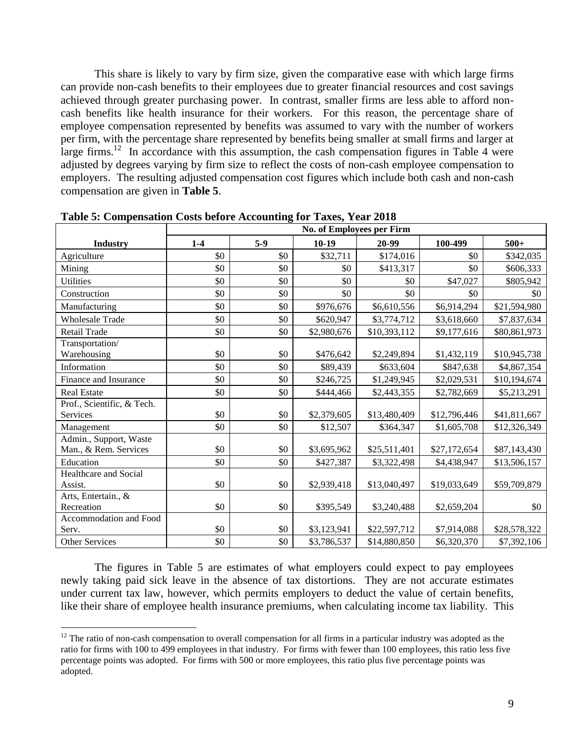This share is likely to vary by firm size, given the comparative ease with which large firms can provide non-cash benefits to their employees due to greater financial resources and cost savings achieved through greater purchasing power. In contrast, smaller firms are less able to afford non-cash benefits like health insurance for their workers. For this reason, the percentage share of employee compensation represented by benefits was assumed to vary with the number of workers per firm, with the percentage share represented by benefits being smaller at small firms and larger at large firms.[12] In accordance with this assumption, the cash compensation figures in Table 4 were adjusted by degrees varying by firm size to reflect the costs of non-cash employee compensation to employers. The resulting adjusted compensation cost figures which include both cash and non-cash compensation are given in **Table 5**.

**Table 5: Compensation Costs before Accounting for Taxes, Year 2018**

| | No. of Employees per Firm | | | | | |
|---|---|---|---|---|---|---|
| **Industry** | **1-4** | **5-9** | **10-19** | **20-99** | **100-499** | **500+** |
| Agriculture | \$0 | \$0 | \$32,711 | \$174,016 | \$0 | \$342,035 |
| Mining | \$0 | \$0 | \$0 | \$413,317 | \$0 | \$606,333 |
| Utilities | \$0 | \$0 | \$0 | \$0 | \$47,027 | \$805,942 |
| Construction | \$0 | \$0 | \$0 | \$0 | \$0 | \$0 |
| Manufacturing | \$0 | \$0 | \$976,676 | \$6,610,556 | \$6,914,294 | \$21,594,980 |
| Wholesale Trade | \$0 | \$0 | \$620,947 | \$3,774,712 | \$3,618,660 | \$7,837,634 |
| Retail Trade | \$0 | \$0 | \$2,980,676 | \$10,393,112 | \$9,177,616 | \$80,861,973 |
| Transportation/ Warehousing | \$0 | \$0 | \$476,642 | \$2,249,894 | \$1,432,119 | \$10,945,738 |
| Information | \$0 | \$0 | \$89,439 | \$633,604 | \$847,638 | \$4,867,354 |
| Finance and Insurance | \$0 | \$0 | \$246,725 | \$1,249,945 | \$2,029,531 | \$10,194,674 |
| Real Estate | \$0 | \$0 | \$444,466 | \$2,443,355 | \$2,782,669 | \$5,213,291 |
| Prof., Scientific, & Tech. Services | \$0 | \$0 | \$2,379,605 | \$13,480,409 | \$12,796,446 | \$41,811,667 |
| Management | \$0 | \$0 | \$12,507 | \$364,347 | \$1,605,708 | \$12,326,349 |
| Admin., Support, Waste Man., & Rem. Services | \$0 | \$0 | \$3,695,962 | \$25,511,401 | \$27,172,654 | \$87,143,430 |
| Education | \$0 | \$0 | \$427,387 | \$3,322,498 | \$4,438,947 | \$13,506,157 |
| Healthcare and Social Assist. | \$0 | \$0 | \$2,939,418 | \$13,040,497 | \$19,033,649 | \$59,709,879 |
| Arts, Entertain., & Recreation | \$0 | \$0 | \$395,549 | \$3,240,488 | \$2,659,204 | \$0 |
| Accommodation and Food Serv. | \$0 | \$0 | \$3,123,941 | \$22,597,712 | \$7,914,088 | \$28,578,322 |
| Other Services | \$0 | \$0 | \$3,786,537 | \$14,880,850 | \$6,320,370 | \$7,392,106 |

The figures in Table 5 are estimates of what employers could expect to pay employees newly taking paid sick leave in the absence of tax distortions. They are not accurate estimates under current tax law, however, which permits employers to deduct the value of certain benefits, like their share of employee health insurance premiums, when calculating income tax liability. This

[12] The ratio of non-cash compensation to overall compensation for all firms in a particular industry was adopted as the ratio for firms with 100 to 499 employees in that industry. For firms with fewer than 100 employees, this ratio less five percentage points was adopted. For firms with 500 or more employees, this ratio plus five percentage points was adopted.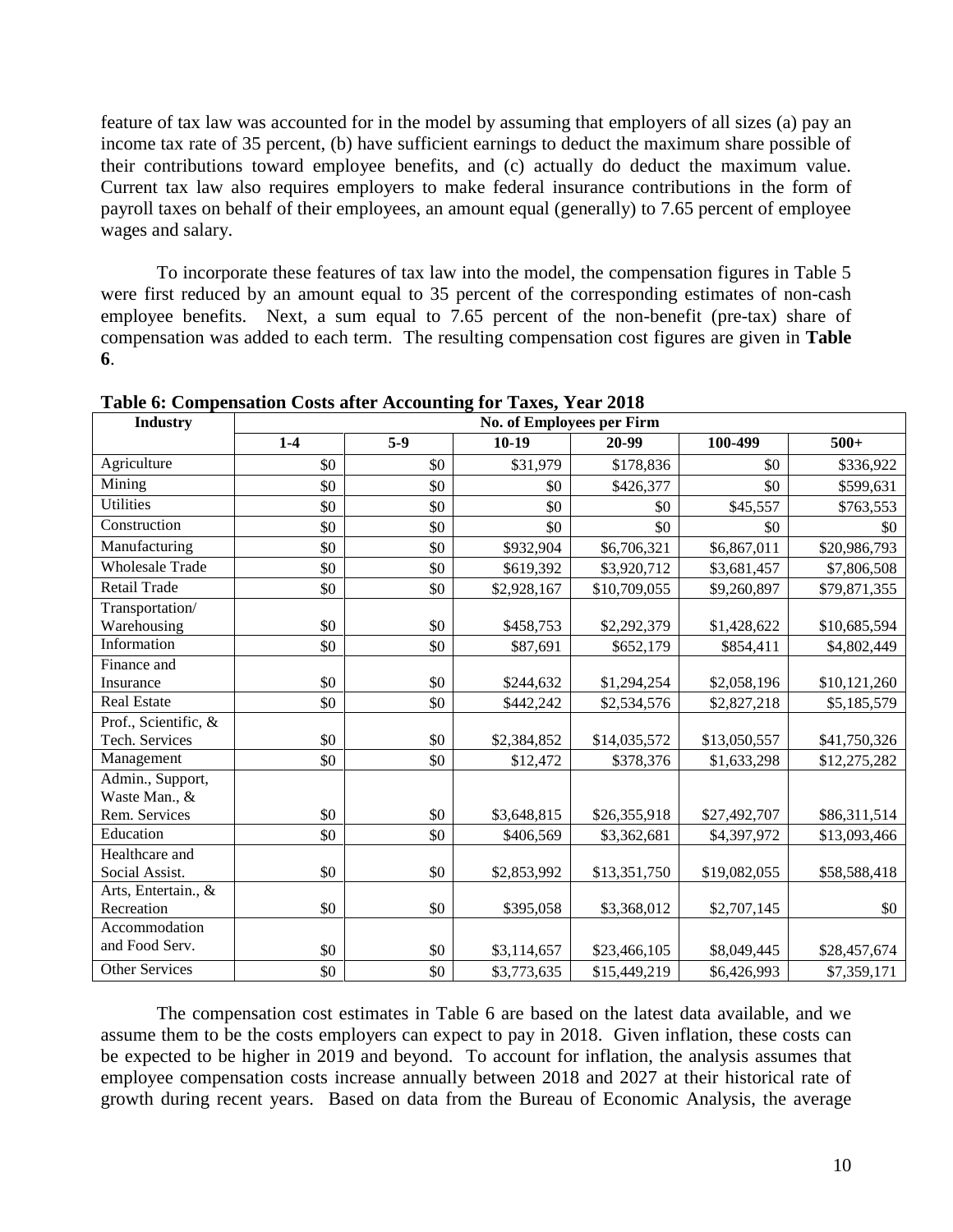feature of tax law was accounted for in the model by assuming that employers of all sizes (a) pay an income tax rate of 35 percent, (b) have sufficient earnings to deduct the maximum share possible of their contributions toward employee benefits, and (c) actually do deduct the maximum value. Current tax law also requires employers to make federal insurance contributions in the form of payroll taxes on behalf of their employees, an amount equal (generally) to 7.65 percent of employee wages and salary.

To incorporate these features of tax law into the model, the compensation figures in Table 5 were first reduced by an amount equal to 35 percent of the corresponding estimates of non-cash employee benefits. Next, a sum equal to 7.65 percent of the non-benefit (pre-tax) share of compensation was added to each term. The resulting compensation cost figures are given in **Table 6**.

**Table 6: Compensation Costs after Accounting for Taxes, Year 2018**

| Industry | No. of Employees per Firm | | | | | |
|---|---|---|---|---|---|---|
| | 1-4 | 5-9 | 10-19 | 20-99 | 100-499 | 500+ |
| Agriculture | $0 | $0 | $31,979 | $178,836 | $0 | $336,922 |
| Mining | $0 | $0 | $0 | $426,377 | $0 | $599,631 |
| Utilities | $0 | $0 | $0 | $0 | $45,557 | $763,553 |
| Construction | $0 | $0 | $0 | $0 | $0 | $0 |
| Manufacturing | $0 | $0 | $932,904 | $6,706,321 | $6,867,011 | $20,986,793 |
| Wholesale Trade | $0 | $0 | $619,392 | $3,920,712 | $3,681,457 | $7,806,508 |
| Retail Trade | $0 | $0 | $2,928,167 | $10,709,055 | $9,260,897 | $79,871,355 |
| Transportation/ Warehousing | $0 | $0 | $458,753 | $2,292,379 | $1,428,622 | $10,685,594 |
| Information | $0 | $0 | $87,691 | $652,179 | $854,411 | $4,802,449 |
| Finance and Insurance | $0 | $0 | $244,632 | $1,294,254 | $2,058,196 | $10,121,260 |
| Real Estate | $0 | $0 | $442,242 | $2,534,576 | $2,827,218 | $5,185,579 |
| Prof., Scientific, & Tech. Services | $0 | $0 | $2,384,852 | $14,035,572 | $13,050,557 | $41,750,326 |
| Management | $0 | $0 | $12,472 | $378,376 | $1,633,298 | $12,275,282 |
| Admin., Support, Waste Man., & Rem. Services | $0 | $0 | $3,648,815 | $26,355,918 | $27,492,707 | $86,311,514 |
| Education | $0 | $0 | $406,569 | $3,362,681 | $4,397,972 | $13,093,466 |
| Healthcare and Social Assist. | $0 | $0 | $2,853,992 | $13,351,750 | $19,082,055 | $58,588,418 |
| Arts, Entertain., & Recreation | $0 | $0 | $395,058 | $3,368,012 | $2,707,145 | $0 |
| Accommodation and Food Serv. | $0 | $0 | $3,114,657 | $23,466,105 | $8,049,445 | $28,457,674 |
| Other Services | $0 | $0 | $3,773,635 | $15,449,219 | $6,426,993 | $7,359,171 |

The compensation cost estimates in Table 6 are based on the latest data available, and we assume them to be the costs employers can expect to pay in 2018. Given inflation, these costs can be expected to be higher in 2019 and beyond. To account for inflation, the analysis assumes that employee compensation costs increase annually between 2018 and 2027 at their historical rate of growth during recent years. Based on data from the Bureau of Economic Analysis, the average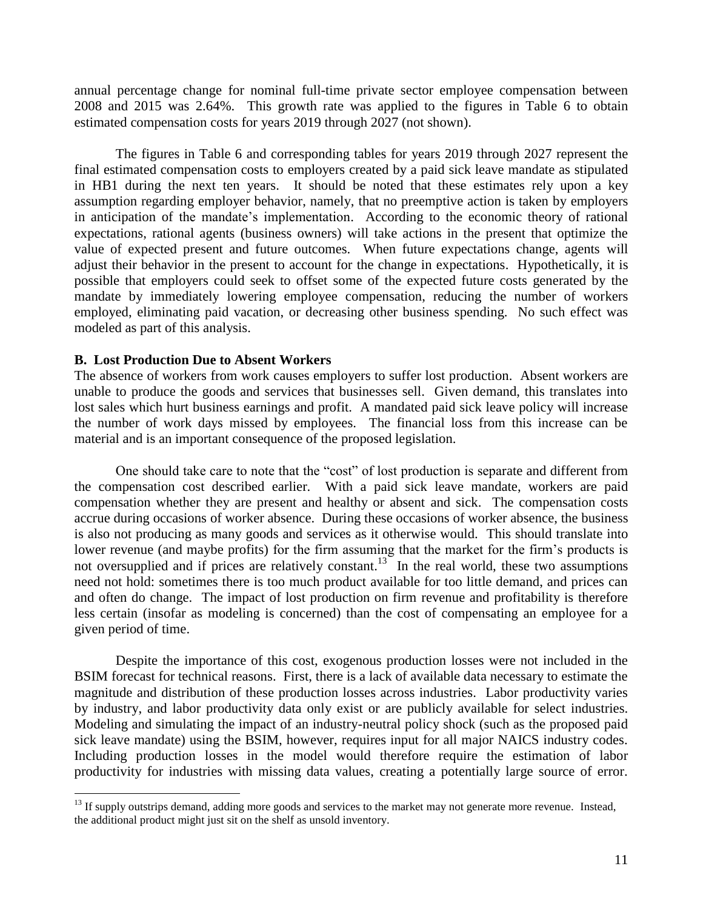annual percentage change for nominal full-time private sector employee compensation between 2008 and 2015 was 2.64%. This growth rate was applied to the figures in Table 6 to obtain estimated compensation costs for years 2019 through 2027 (not shown).

The figures in Table 6 and corresponding tables for years 2019 through 2027 represent the final estimated compensation costs to employers created by a paid sick leave mandate as stipulated in HB1 during the next ten years. It should be noted that these estimates rely upon a key assumption regarding employer behavior, namely, that no preemptive action is taken by employers in anticipation of the mandate's implementation. According to the economic theory of rational expectations, rational agents (business owners) will take actions in the present that optimize the value of expected present and future outcomes. When future expectations change, agents will adjust their behavior in the present to account for the change in expectations. Hypothetically, it is possible that employers could seek to offset some of the expected future costs generated by the mandate by immediately lowering employee compensation, reducing the number of workers employed, eliminating paid vacation, or decreasing other business spending. No such effect was modeled as part of this analysis.

### B. Lost Production Due to Absent Workers

The absence of workers from work causes employers to suffer lost production. Absent workers are unable to produce the goods and services that businesses sell. Given demand, this translates into lost sales which hurt business earnings and profit. A mandated paid sick leave policy will increase the number of work days missed by employees. The financial loss from this increase can be material and is an important consequence of the proposed legislation.

One should take care to note that the "cost" of lost production is separate and different from the compensation cost described earlier. With a paid sick leave mandate, workers are paid compensation whether they are present and healthy or absent and sick. The compensation costs accrue during occasions of worker absence. During these occasions of worker absence, the business is also not producing as many goods and services as it otherwise would. This should translate into lower revenue (and maybe profits) for the firm assuming that the market for the firm's products is not oversupplied and if prices are relatively constant.[13] In the real world, these two assumptions need not hold: sometimes there is too much product available for too little demand, and prices can and often do change. The impact of lost production on firm revenue and profitability is therefore less certain (insofar as modeling is concerned) than the cost of compensating an employee for a given period of time.

Despite the importance of this cost, exogenous production losses were not included in the BSIM forecast for technical reasons. First, there is a lack of available data necessary to estimate the magnitude and distribution of these production losses across industries. Labor productivity varies by industry, and labor productivity data only exist or are publicly available for select industries. Modeling and simulating the impact of an industry-neutral policy shock (such as the proposed paid sick leave mandate) using the BSIM, however, requires input for all major NAICS industry codes. Including production losses in the model would therefore require the estimation of labor productivity for industries with missing data values, creating a potentially large source of error.

[13] If supply outstrips demand, adding more goods and services to the market may not generate more revenue. Instead, the additional product might just sit on the shelf as unsold inventory.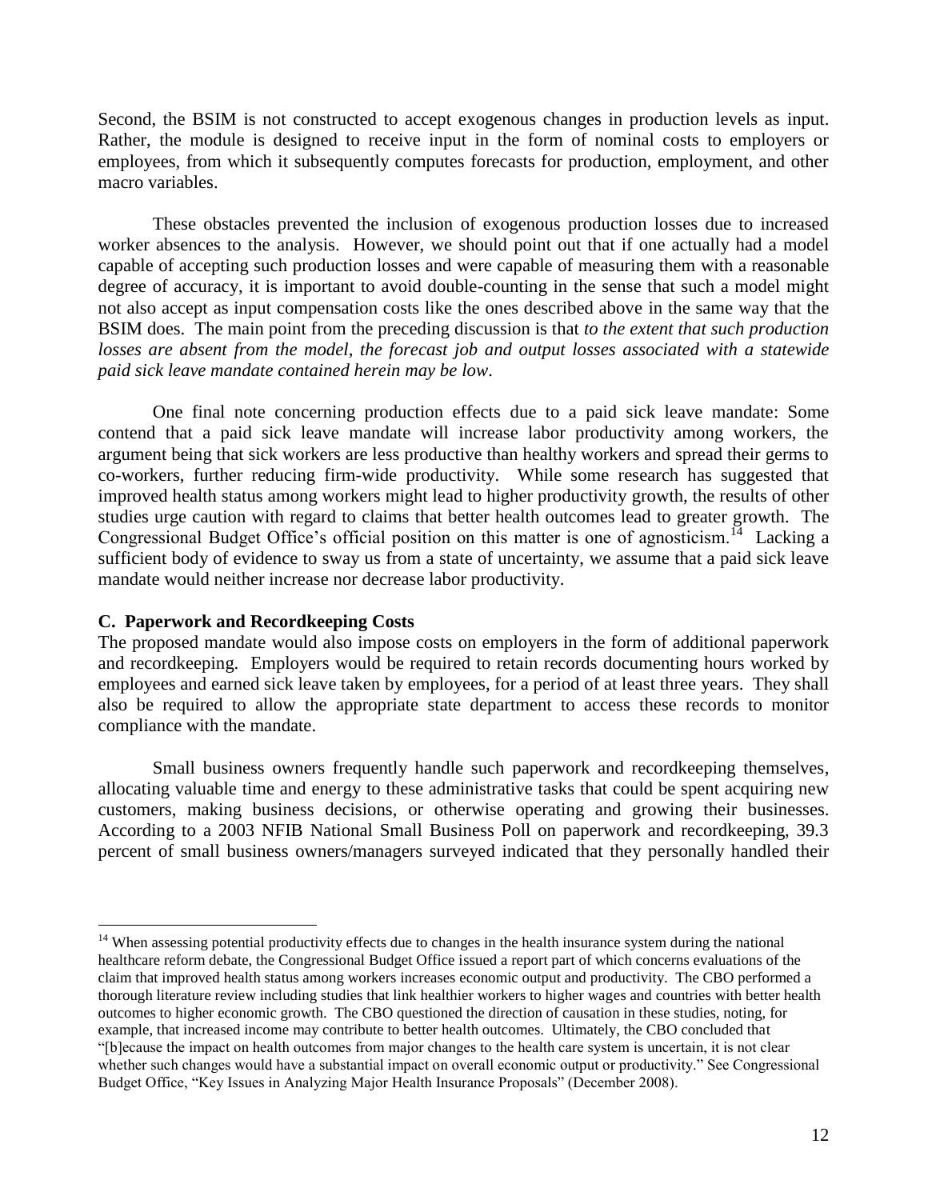Second, the BSIM is not constructed to accept exogenous changes in production levels as input. Rather, the module is designed to receive input in the form of nominal costs to employers or employees, from which it subsequently computes forecasts for production, employment, and other macro variables.

These obstacles prevented the inclusion of exogenous production losses due to increased worker absences to the analysis. However, we should point out that if one actually had a model capable of accepting such production losses and were capable of measuring them with a reasonable degree of accuracy, it is important to avoid double-counting in the sense that such a model might not also accept as input compensation costs like the ones described above in the same way that the BSIM does. The main point from the preceding discussion is that *to the extent that such production losses are absent from the model, the forecast job and output losses associated with a statewide paid sick leave mandate contained herein may be low*.

One final note concerning production effects due to a paid sick leave mandate: Some contend that a paid sick leave mandate will increase labor productivity among workers, the argument being that sick workers are less productive than healthy workers and spread their germs to co-workers, further reducing firm-wide productivity. While some research has suggested that improved health status among workers might lead to higher productivity growth, the results of other studies urge caution with regard to claims that better health outcomes lead to greater growth. The Congressional Budget Office's official position on this matter is one of agnosticism.[14] Lacking a sufficient body of evidence to sway us from a state of uncertainty, we assume that a paid sick leave mandate would neither increase nor decrease labor productivity.

### C. Paperwork and Recordkeeping Costs

The proposed mandate would also impose costs on employers in the form of additional paperwork and recordkeeping. Employers would be required to retain records documenting hours worked by employees and earned sick leave taken by employees, for a period of at least three years. They shall also be required to allow the appropriate state department to access these records to monitor compliance with the mandate.

Small business owners frequently handle such paperwork and recordkeeping themselves, allocating valuable time and energy to these administrative tasks that could be spent acquiring new customers, making business decisions, or otherwise operating and growing their businesses. According to a 2003 NFIB National Small Business Poll on paperwork and recordkeeping, 39.3 percent of small business owners/managers surveyed indicated that they personally handled their

---

[14] When assessing potential productivity effects due to changes in the health insurance system during the national healthcare reform debate, the Congressional Budget Office issued a report part of which concerns evaluations of the claim that improved health status among workers increases economic output and productivity. The CBO performed a thorough literature review including studies that link healthier workers to higher wages and countries with better health outcomes to higher economic growth. The CBO questioned the direction of causation in these studies, noting, for example, that increased income may contribute to better health outcomes. Ultimately, the CBO concluded that "[b]ecause the impact on health outcomes from major changes to the health care system is uncertain, it is not clear whether such changes would have a substantial impact on overall economic output or productivity." See Congressional Budget Office, "Key Issues in Analyzing Major Health Insurance Proposals" (December 2008).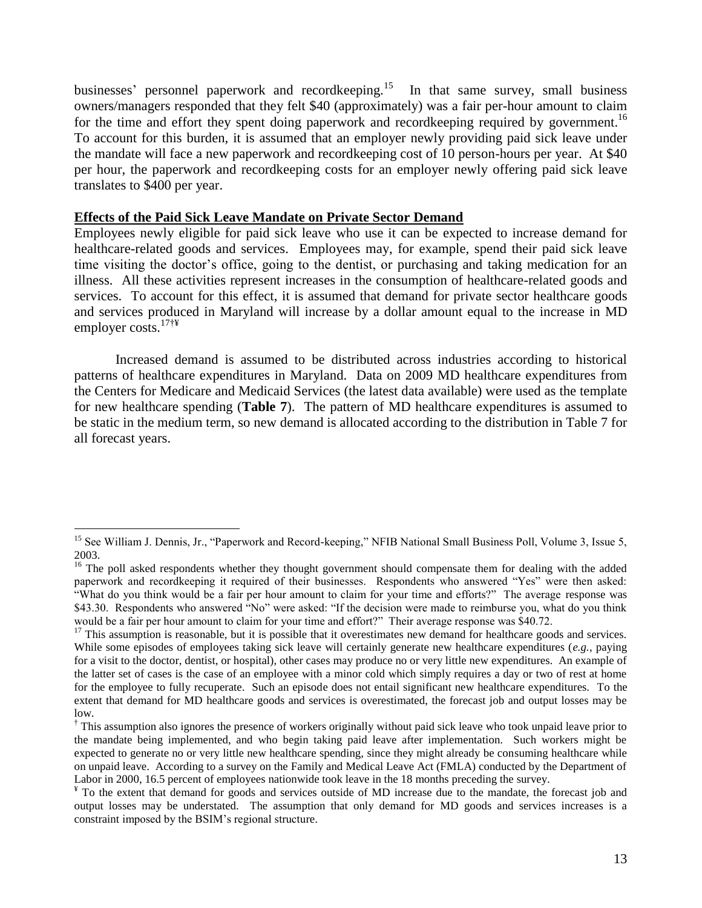businesses' personnel paperwork and recordkeeping.[15] In that same survey, small business owners/managers responded that they felt $40 (approximately) was a fair per-hour amount to claim for the time and effort they spent doing paperwork and recordkeeping required by government.[16] To account for this burden, it is assumed that an employer newly providing paid sick leave under the mandate will face a new paperwork and recordkeeping cost of 10 person-hours per year. At $40 per hour, the paperwork and recordkeeping costs for an employer newly offering paid sick leave translates to $400 per year.

**Effects of the Paid Sick Leave Mandate on Private Sector Demand**

Employees newly eligible for paid sick leave who use it can be expected to increase demand for healthcare-related goods and services. Employees may, for example, spend their paid sick leave time visiting the doctor's office, going to the dentist, or purchasing and taking medication for an illness. All these activities represent increases in the consumption of healthcare-related goods and services. To account for this effect, it is assumed that demand for private sector healthcare goods and services produced in Maryland will increase by a dollar amount equal to the increase in MD employer costs.[17†¥]

Increased demand is assumed to be distributed across industries according to historical patterns of healthcare expenditures in Maryland. Data on 2009 MD healthcare expenditures from the Centers for Medicare and Medicaid Services (the latest data available) were used as the template for new healthcare spending (**Table 7**). The pattern of MD healthcare expenditures is assumed to be static in the medium term, so new demand is allocated according to the distribution in Table 7 for all forecast years.

---

[15] See William J. Dennis, Jr., "Paperwork and Record-keeping," NFIB National Small Business Poll, Volume 3, Issue 5, 2003.

[16] The poll asked respondents whether they thought government should compensate them for dealing with the added paperwork and recordkeeping it required of their businesses. Respondents who answered "Yes" were then asked: "What do you think would be a fair per hour amount to claim for your time and efforts?" The average response was $43.30. Respondents who answered "No" were asked: "If the decision were made to reimburse you, what do you think would be a fair per hour amount to claim for your time and effort?" Their average response was $40.72.

[17] This assumption is reasonable, but it is possible that it overestimates new demand for healthcare goods and services. While some episodes of employees taking sick leave will certainly generate new healthcare expenditures (*e.g.*, paying for a visit to the doctor, dentist, or hospital), other cases may produce no or very little new expenditures. An example of the latter set of cases is the case of an employee with a minor cold which simply requires a day or two of rest at home for the employee to fully recuperate. Such an episode does not entail significant new healthcare expenditures. To the extent that demand for MD healthcare goods and services is overestimated, the forecast job and output losses may be low.

[†] This assumption also ignores the presence of workers originally without paid sick leave who took unpaid leave prior to the mandate being implemented, and who begin taking paid leave after implementation. Such workers might be expected to generate no or very little new healthcare spending, since they might already be consuming healthcare while on unpaid leave. According to a survey on the Family and Medical Leave Act (FMLA) conducted by the Department of Labor in 2000, 16.5 percent of employees nationwide took leave in the 18 months preceding the survey.

[¥] To the extent that demand for goods and services outside of MD increase due to the mandate, the forecast job and output losses may be understated. The assumption that only demand for MD goods and services increases is a constraint imposed by the BSIM's regional structure.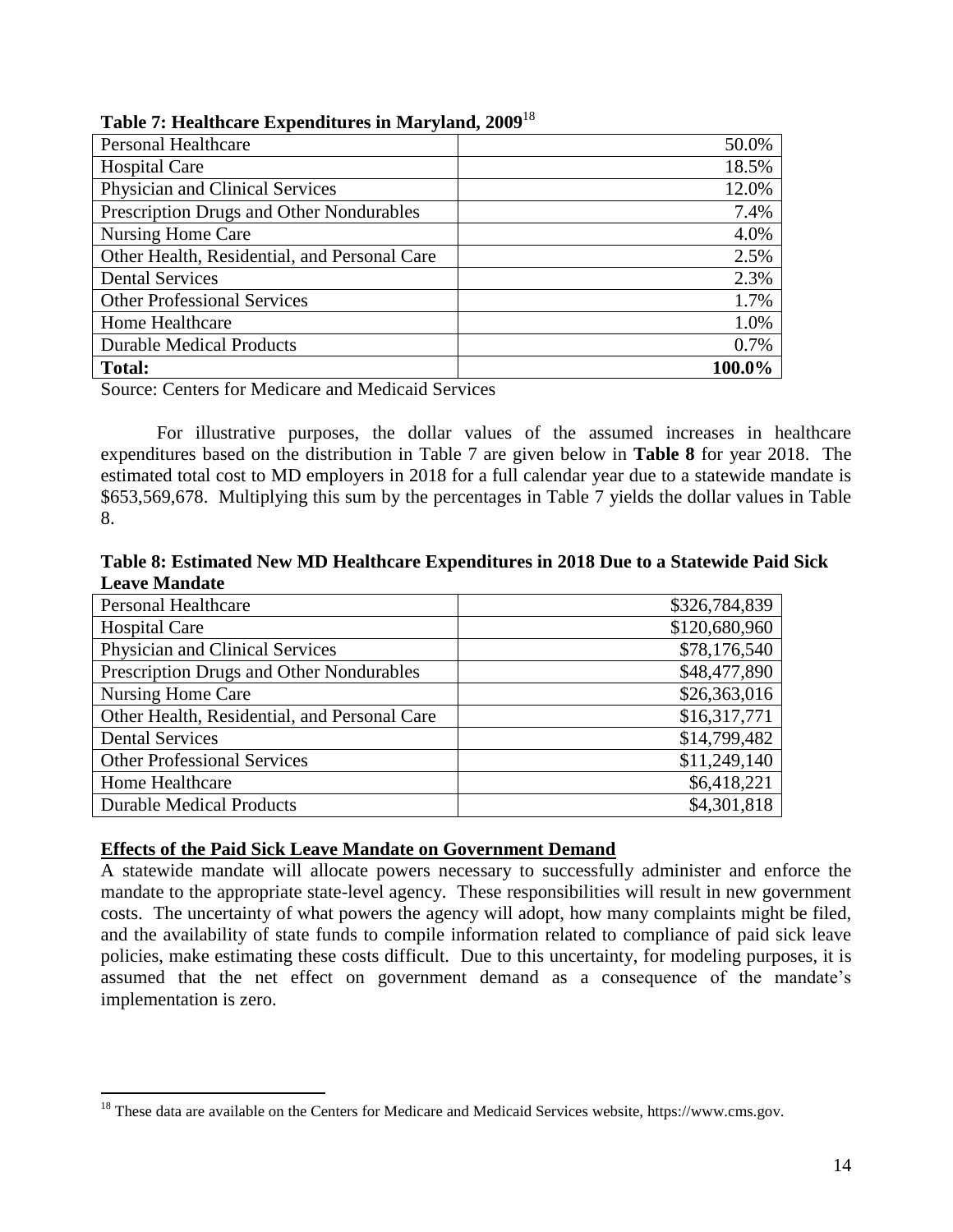**Table 7: Healthcare Expenditures in Maryland, 2009**[18]

| | |
|---|---:|
| Personal Healthcare | 50.0% |
| Hospital Care | 18.5% |
| Physician and Clinical Services | 12.0% |
| Prescription Drugs and Other Nondurables | 7.4% |
| Nursing Home Care | 4.0% |
| Other Health, Residential, and Personal Care | 2.5% |
| Dental Services | 2.3% |
| Other Professional Services | 1.7% |
| Home Healthcare | 1.0% |
| Durable Medical Products | 0.7% |
| **Total:** | **100.0%** |

Source: Centers for Medicare and Medicaid Services

For illustrative purposes, the dollar values of the assumed increases in healthcare expenditures based on the distribution in Table 7 are given below in **Table 8** for year 2018. The estimated total cost to MD employers in 2018 for a full calendar year due to a statewide mandate is \$653,569,678. Multiplying this sum by the percentages in Table 7 yields the dollar values in Table 8.

**Table 8: Estimated New MD Healthcare Expenditures in 2018 Due to a Statewide Paid Sick Leave Mandate**

| | |
|---|---:|
| Personal Healthcare | \$326,784,839 |
| Hospital Care | \$120,680,960 |
| Physician and Clinical Services | \$78,176,540 |
| Prescription Drugs and Other Nondurables | \$48,477,890 |
| Nursing Home Care | \$26,363,016 |
| Other Health, Residential, and Personal Care | \$16,317,771 |
| Dental Services | \$14,799,482 |
| Other Professional Services | \$11,249,140 |
| Home Healthcare | \$6,418,221 |
| Durable Medical Products | \$4,301,818 |

**Effects of the Paid Sick Leave Mandate on Government Demand**

A statewide mandate will allocate powers necessary to successfully administer and enforce the mandate to the appropriate state-level agency. These responsibilities will result in new government costs. The uncertainty of what powers the agency will adopt, how many complaints might be filed, and the availability of state funds to compile information related to compliance of paid sick leave policies, make estimating these costs difficult. Due to this uncertainty, for modeling purposes, it is assumed that the net effect on government demand as a consequence of the mandate's implementation is zero.

[18] These data are available on the Centers for Medicare and Medicaid Services website, https://www.cms.gov.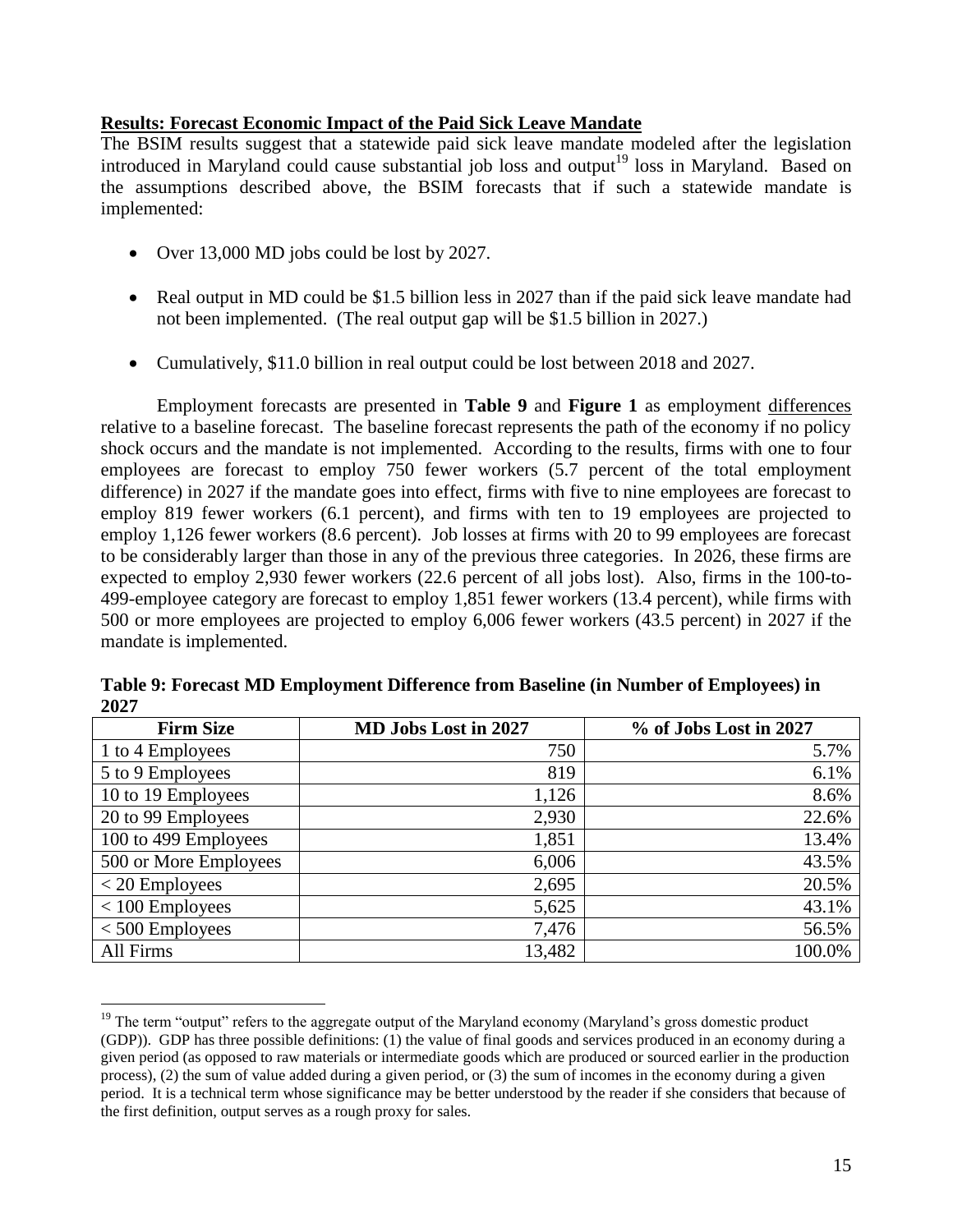## Results: Forecast Economic Impact of the Paid Sick Leave Mandate

The BSIM results suggest that a statewide paid sick leave mandate modeled after the legislation introduced in Maryland could cause substantial job loss and output[19] loss in Maryland. Based on the assumptions described above, the BSIM forecasts that if such a statewide mandate is implemented:

- Over 13,000 MD jobs could be lost by 2027.
- Real output in MD could be \$1.5 billion less in 2027 than if the paid sick leave mandate had not been implemented. (The real output gap will be \$1.5 billion in 2027.)
- Cumulatively, \$11.0 billion in real output could be lost between 2018 and 2027.

Employment forecasts are presented in **Table 9** and **Figure 1** as employment differences relative to a baseline forecast. The baseline forecast represents the path of the economy if no policy shock occurs and the mandate is not implemented. According to the results, firms with one to four employees are forecast to employ 750 fewer workers (5.7 percent of the total employment difference) in 2027 if the mandate goes into effect, firms with five to nine employees are forecast to employ 819 fewer workers (6.1 percent), and firms with ten to 19 employees are projected to employ 1,126 fewer workers (8.6 percent). Job losses at firms with 20 to 99 employees are forecast to be considerably larger than those in any of the previous three categories. In 2026, these firms are expected to employ 2,930 fewer workers (22.6 percent of all jobs lost). Also, firms in the 100-to-499-employee category are forecast to employ 1,851 fewer workers (13.4 percent), while firms with 500 or more employees are projected to employ 6,006 fewer workers (43.5 percent) in 2027 if the mandate is implemented.

**Table 9: Forecast MD Employment Difference from Baseline (in Number of Employees) in 2027**

| Firm Size | MD Jobs Lost in 2027 | % of Jobs Lost in 2027 |
|---|---:|---:|
| 1 to 4 Employees | 750 | 5.7% |
| 5 to 9 Employees | 819 | 6.1% |
| 10 to 19 Employees | 1,126 | 8.6% |
| 20 to 99 Employees | 2,930 | 22.6% |
| 100 to 499 Employees | 1,851 | 13.4% |
| 500 or More Employees | 6,006 | 43.5% |
| < 20 Employees | 2,695 | 20.5% |
| < 100 Employees | 5,625 | 43.1% |
| < 500 Employees | 7,476 | 56.5% |
| All Firms | 13,482 | 100.0% |

[19] The term "output" refers to the aggregate output of the Maryland economy (Maryland's gross domestic product (GDP)). GDP has three possible definitions: (1) the value of final goods and services produced in an economy during a given period (as opposed to raw materials or intermediate goods which are produced or sourced earlier in the production process), (2) the sum of value added during a given period, or (3) the sum of incomes in the economy during a given period. It is a technical term whose significance may be better understood by the reader if she considers that because of the first definition, output serves as a rough proxy for sales.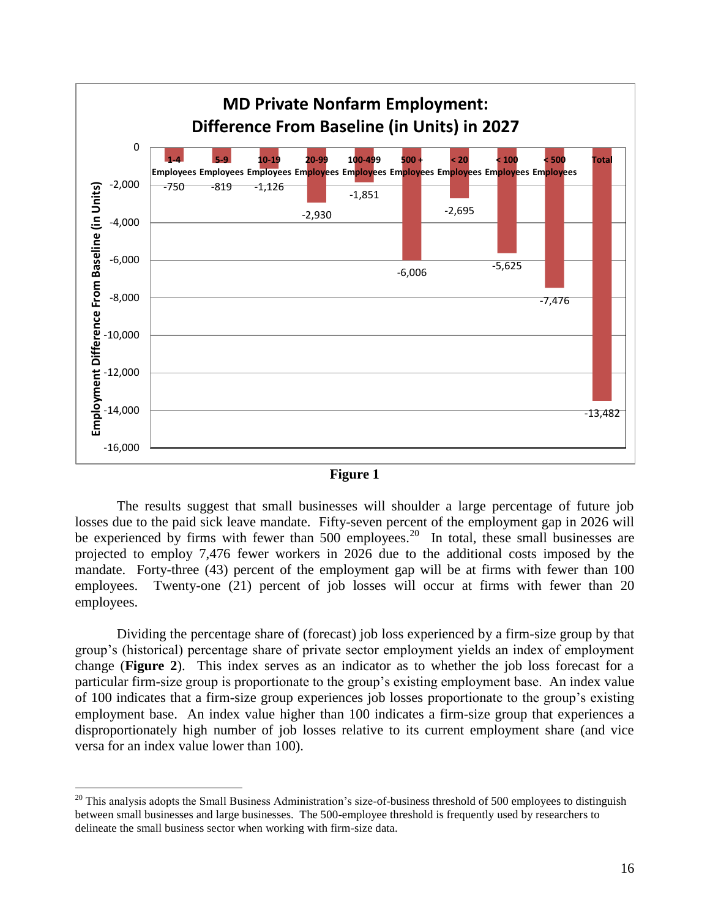**MD Private Nonfarm Employment: Difference From Baseline (in Units) in 2027**

| Firm Size | Employment Difference From Baseline (in Units) |
|---|---|
| 1-4 Employees | -750 |
| 5-9 Employees | -819 |
| 10-19 Employees | -1,126 |
| 20-99 Employees | -2,930 |
| 100-499 Employees | -1,851 |
| 500 + Employees | -6,006 |
| < 20 Employees | -2,695 |
| < 100 Employees | -5,625 |
| < 500 Employees | -7,476 |
| Total | -13,482 |

**Figure 1**

The results suggest that small businesses will shoulder a large percentage of future job losses due to the paid sick leave mandate. Fifty-seven percent of the employment gap in 2026 will be experienced by firms with fewer than 500 employees.[20] In total, these small businesses are projected to employ 7,476 fewer workers in 2026 due to the additional costs imposed by the mandate. Forty-three (43) percent of the employment gap will be at firms with fewer than 100 employees. Twenty-one (21) percent of job losses will occur at firms with fewer than 20 employees.

Dividing the percentage share of (forecast) job loss experienced by a firm-size group by that group's (historical) percentage share of private sector employment yields an index of employment change (**Figure 2**). This index serves as an indicator as to whether the job loss forecast for a particular firm-size group is proportionate to the group's existing employment base. An index value of 100 indicates that a firm-size group experiences job losses proportionate to the group's existing employment base. An index value higher than 100 indicates a firm-size group that experiences a disproportionately high number of job losses relative to its current employment share (and vice versa for an index value lower than 100).

[20] This analysis adopts the Small Business Administration's size-of-business threshold of 500 employees to distinguish between small businesses and large businesses. The 500-employee threshold is frequently used by researchers to delineate the small business sector when working with firm-size data.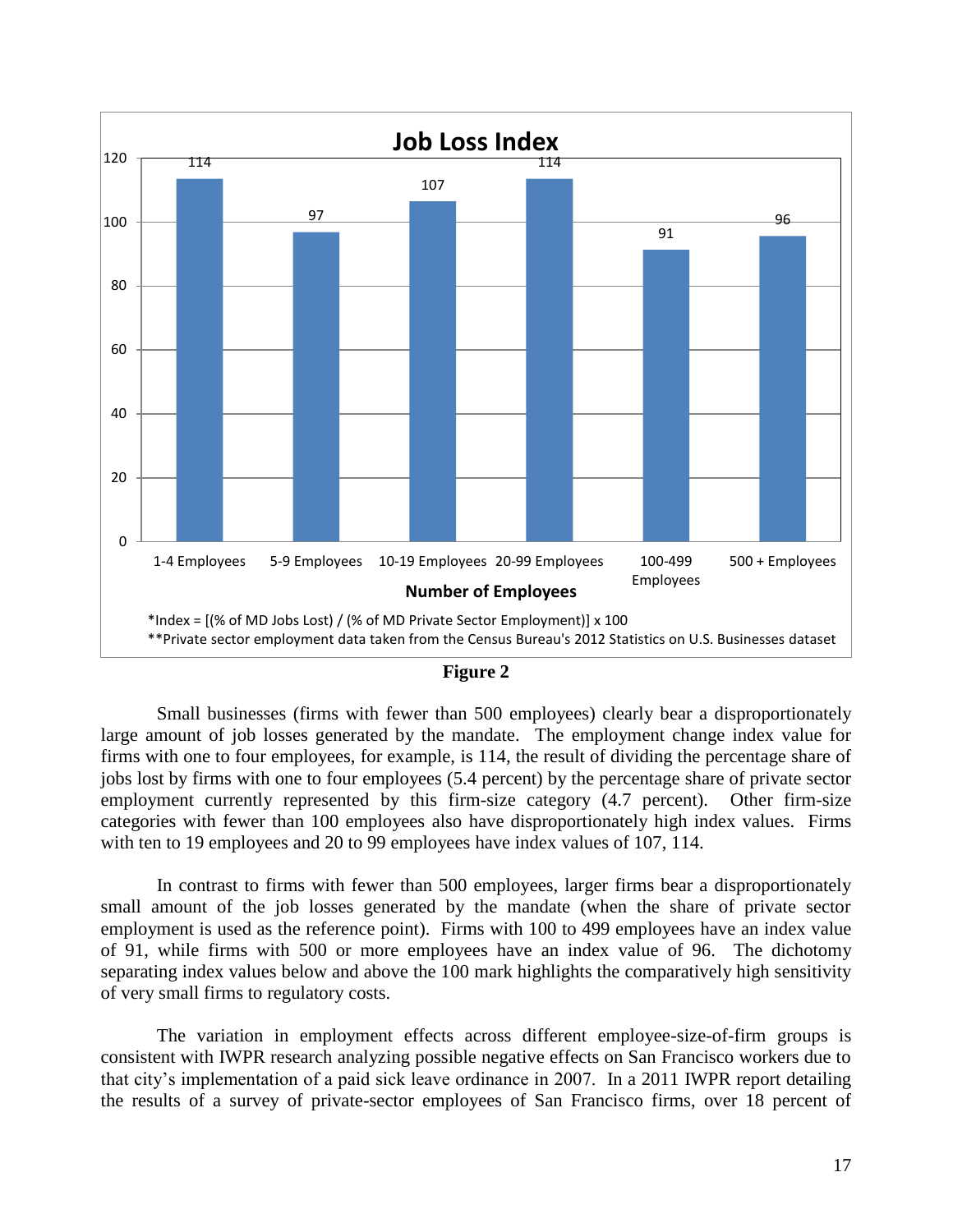**Job Loss Index**

| Number of Employees | Index |
|---|---|
| 1-4 Employees | 114 |
| 5-9 Employees | 97 |
| 10-19 Employees | 107 |
| 20-99 Employees | 114 |
| 100-499 Employees | 91 |
| 500 + Employees | 96 |

*Index = [(% of MD Jobs Lost) / (% of MD Private Sector Employment)] x 100

**Private sector employment data taken from the Census Bureau's 2012 Statistics on U.S. Businesses dataset

**Figure 2**

Small businesses (firms with fewer than 500 employees) clearly bear a disproportionately large amount of job losses generated by the mandate. The employment change index value for firms with one to four employees, for example, is 114, the result of dividing the percentage share of jobs lost by firms with one to four employees (5.4 percent) by the percentage share of private sector employment currently represented by this firm-size category (4.7 percent). Other firm-size categories with fewer than 100 employees also have disproportionately high index values. Firms with ten to 19 employees and 20 to 99 employees have index values of 107, 114.

In contrast to firms with fewer than 500 employees, larger firms bear a disproportionately small amount of the job losses generated by the mandate (when the share of private sector employment is used as the reference point). Firms with 100 to 499 employees have an index value of 91, while firms with 500 or more employees have an index value of 96. The dichotomy separating index values below and above the 100 mark highlights the comparatively high sensitivity of very small firms to regulatory costs.

The variation in employment effects across different employee-size-of-firm groups is consistent with IWPR research analyzing possible negative effects on San Francisco workers due to that city's implementation of a paid sick leave ordinance in 2007. In a 2011 IWPR report detailing the results of a survey of private-sector employees of San Francisco firms, over 18 percent of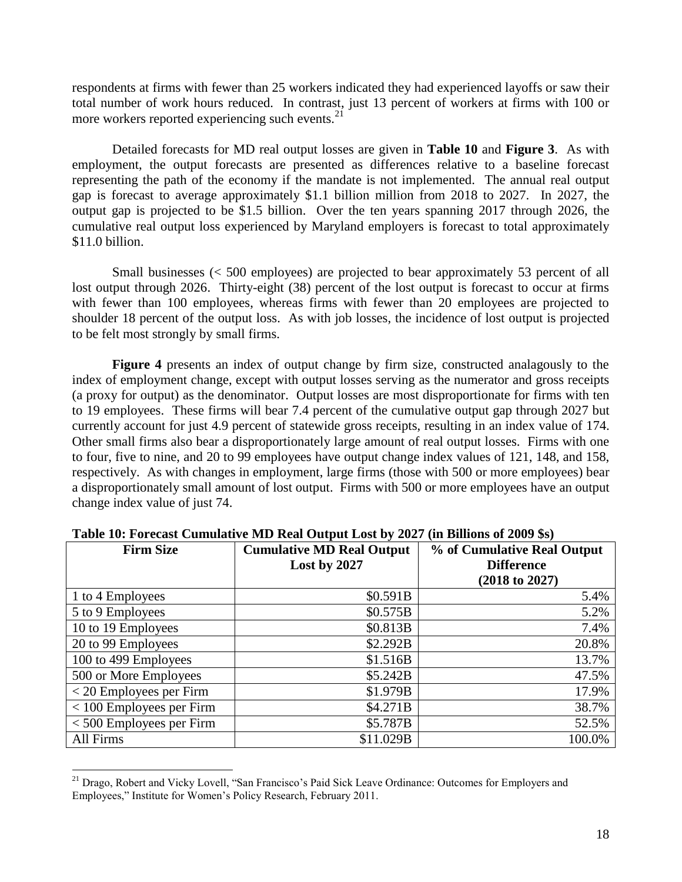respondents at firms with fewer than 25 workers indicated they had experienced layoffs or saw their total number of work hours reduced. In contrast, just 13 percent of workers at firms with 100 or more workers reported experiencing such events.[21]

Detailed forecasts for MD real output losses are given in **Table 10** and **Figure 3**. As with employment, the output forecasts are presented as differences relative to a baseline forecast representing the path of the economy if the mandate is not implemented. The annual real output gap is forecast to average approximately $1.1 billion million from 2018 to 2027. In 2027, the output gap is projected to be $1.5 billion. Over the ten years spanning 2017 through 2026, the cumulative real output loss experienced by Maryland employers is forecast to total approximately $11.0 billion.

Small businesses (< 500 employees) are projected to bear approximately 53 percent of all lost output through 2026. Thirty-eight (38) percent of the lost output is forecast to occur at firms with fewer than 100 employees, whereas firms with fewer than 20 employees are projected to shoulder 18 percent of the output loss. As with job losses, the incidence of lost output is projected to be felt most strongly by small firms.

**Figure 4** presents an index of output change by firm size, constructed analagously to the index of employment change, except with output losses serving as the numerator and gross receipts (a proxy for output) as the denominator. Output losses are most disproportionate for firms with ten to 19 employees. These firms will bear 7.4 percent of the cumulative output gap through 2027 but currently account for just 4.9 percent of statewide gross receipts, resulting in an index value of 174. Other small firms also bear a disproportionately large amount of real output losses. Firms with one to four, five to nine, and 20 to 99 employees have output change index values of 121, 148, and 158, respectively. As with changes in employment, large firms (those with 500 or more employees) bear a disproportionately small amount of lost output. Firms with 500 or more employees have an output change index value of just 74.

**Table 10: Forecast Cumulative MD Real Output Lost by 2027 (in Billions of 2009 $s)**

| Firm Size | Cumulative MD Real Output Lost by 2027 | % of Cumulative Real Output Difference (2018 to 2027) |
|---|---:|---:|
| 1 to 4 Employees | $0.591B | 5.4% |
| 5 to 9 Employees | $0.575B | 5.2% |
| 10 to 19 Employees | $0.813B | 7.4% |
| 20 to 99 Employees | $2.292B | 20.8% |
| 100 to 499 Employees | $1.516B | 13.7% |
| 500 or More Employees | $5.242B | 47.5% |
| < 20 Employees per Firm | $1.979B | 17.9% |
| < 100 Employees per Firm | $4.271B | 38.7% |
| < 500 Employees per Firm | $5.787B | 52.5% |
| All Firms | $11.029B | 100.0% |

[21] Drago, Robert and Vicky Lovell, "San Francisco's Paid Sick Leave Ordinance: Outcomes for Employers and Employees," Institute for Women's Policy Research, February 2011.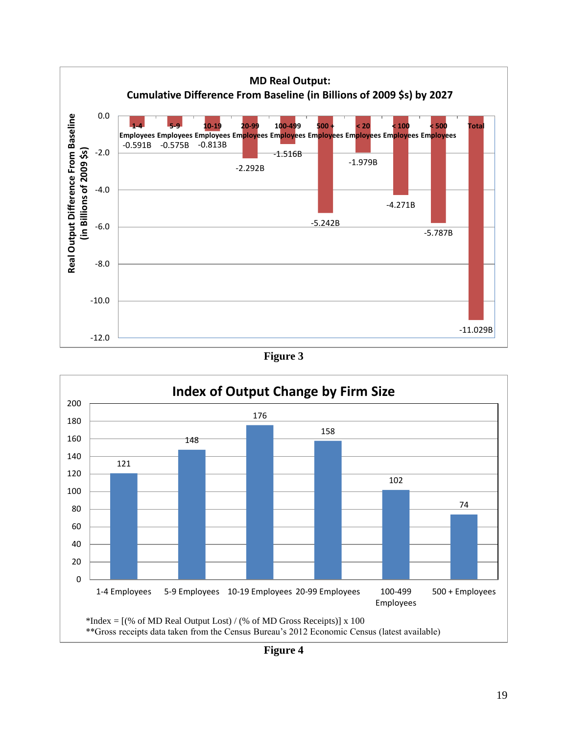**MD Real Output: Cumulative Difference From Baseline (in Billions of 2009 $s) by 2027**

| Firm Size | Real Output Difference From Baseline (in Billions of 2009 $s) |
|---|---|
| 1-4 Employees | -0.591B |
| 5-9 Employees | -0.575B |
| 10-19 Employees | -0.813B |
| 20-99 Employees | -2.292B |
| 100-499 Employees | -1.516B |
| 500 + Employees | -5.242B |
| < 20 Employees | -1.979B |
| < 100 Employees | -4.271B |
| < 500 Employees | -5.787B |
| Total | -11.029B |

**Figure 3**

**Index of Output Change by Firm Size**

| Firm Size | Index |
|---|---|
| 1-4 Employees | 121 |
| 5-9 Employees | 148 |
| 10-19 Employees | 176 |
| 20-99 Employees | 158 |
| 100-499 Employees | 102 |
| 500 + Employees | 74 |

*Index = [(% of MD Real Output Lost) / (% of MD Gross Receipts)] x 100
**Gross receipts data taken from the Census Bureau's 2012 Economic Census (latest available)

**Figure 4**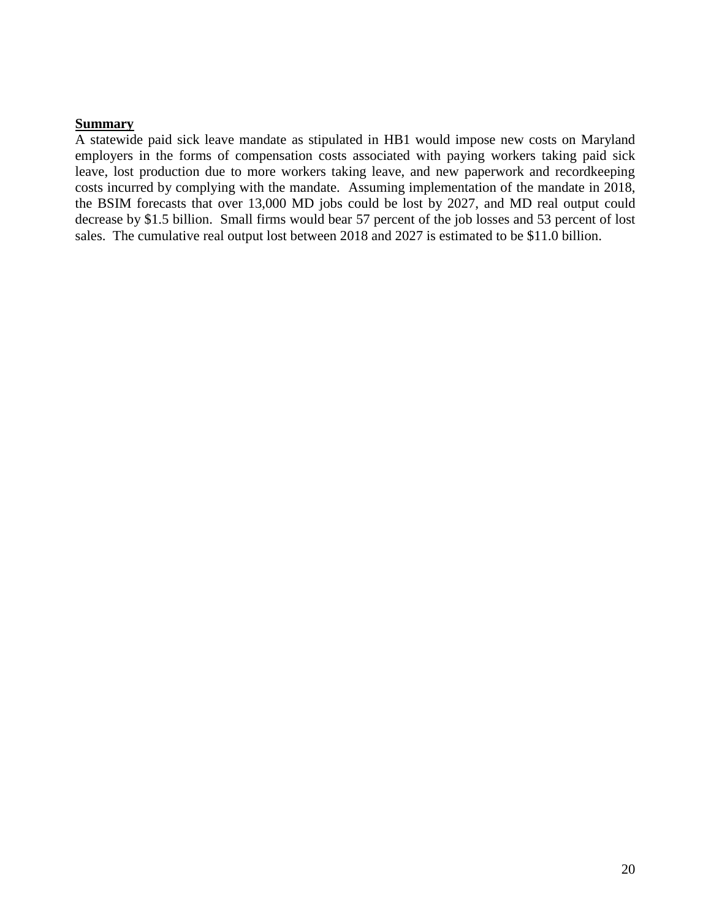**Summary**

A statewide paid sick leave mandate as stipulated in HB1 would impose new costs on Maryland employers in the forms of compensation costs associated with paying workers taking paid sick leave, lost production due to more workers taking leave, and new paperwork and recordkeeping costs incurred by complying with the mandate. Assuming implementation of the mandate in 2018, the BSIM forecasts that over 13,000 MD jobs could be lost by 2027, and MD real output could decrease by $1.5 billion. Small firms would bear 57 percent of the job losses and 53 percent of lost sales. The cumulative real output lost between 2018 and 2027 is estimated to be $11.0 billion.